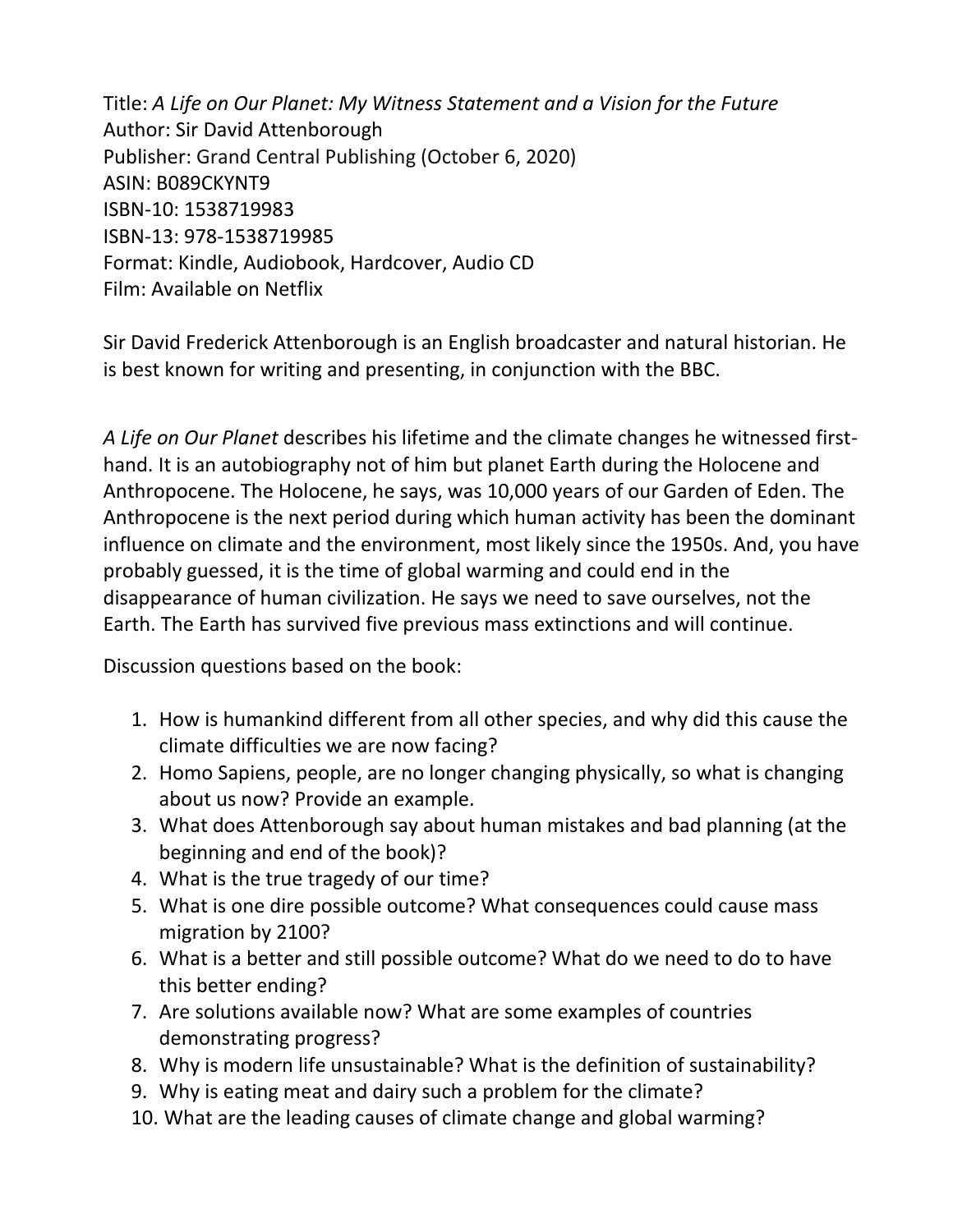Title: *A Life on Our Planet: My Witness Statement and a Vision for the Future*
Author: Sir David Attenborough
Publisher: Grand Central Publishing (October 6, 2020)
ASIN: B089CKYNT9
ISBN-10: 1538719983
ISBN-13: 978-1538719985
Format: Kindle, Audiobook, Hardcover, Audio CD
Film: Available on Netflix

Sir David Frederick Attenborough is an English broadcaster and natural historian. He is best known for writing and presenting, in conjunction with the BBC.

*A Life on Our Planet* describes his lifetime and the climate changes he witnessed first-hand. It is an autobiography not of him but planet Earth during the Holocene and Anthropocene. The Holocene, he says, was 10,000 years of our Garden of Eden. The Anthropocene is the next period during which human activity has been the dominant influence on climate and the environment, most likely since the 1950s. And, you have probably guessed, it is the time of global warming and could end in the disappearance of human civilization. He says we need to save ourselves, not the Earth. The Earth has survived five previous mass extinctions and will continue.

Discussion questions based on the book:

1. How is humankind different from all other species, and why did this cause the climate difficulties we are now facing?
2. Homo Sapiens, people, are no longer changing physically, so what is changing about us now? Provide an example.
3. What does Attenborough say about human mistakes and bad planning (at the beginning and end of the book)?
4. What is the true tragedy of our time?
5. What is one dire possible outcome? What consequences could cause mass migration by 2100?
6. What is a better and still possible outcome? What do we need to do to have this better ending?
7. Are solutions available now? What are some examples of countries demonstrating progress?
8. Why is modern life unsustainable? What is the definition of sustainability?
9. Why is eating meat and dairy such a problem for the climate?
10. What are the leading causes of climate change and global warming?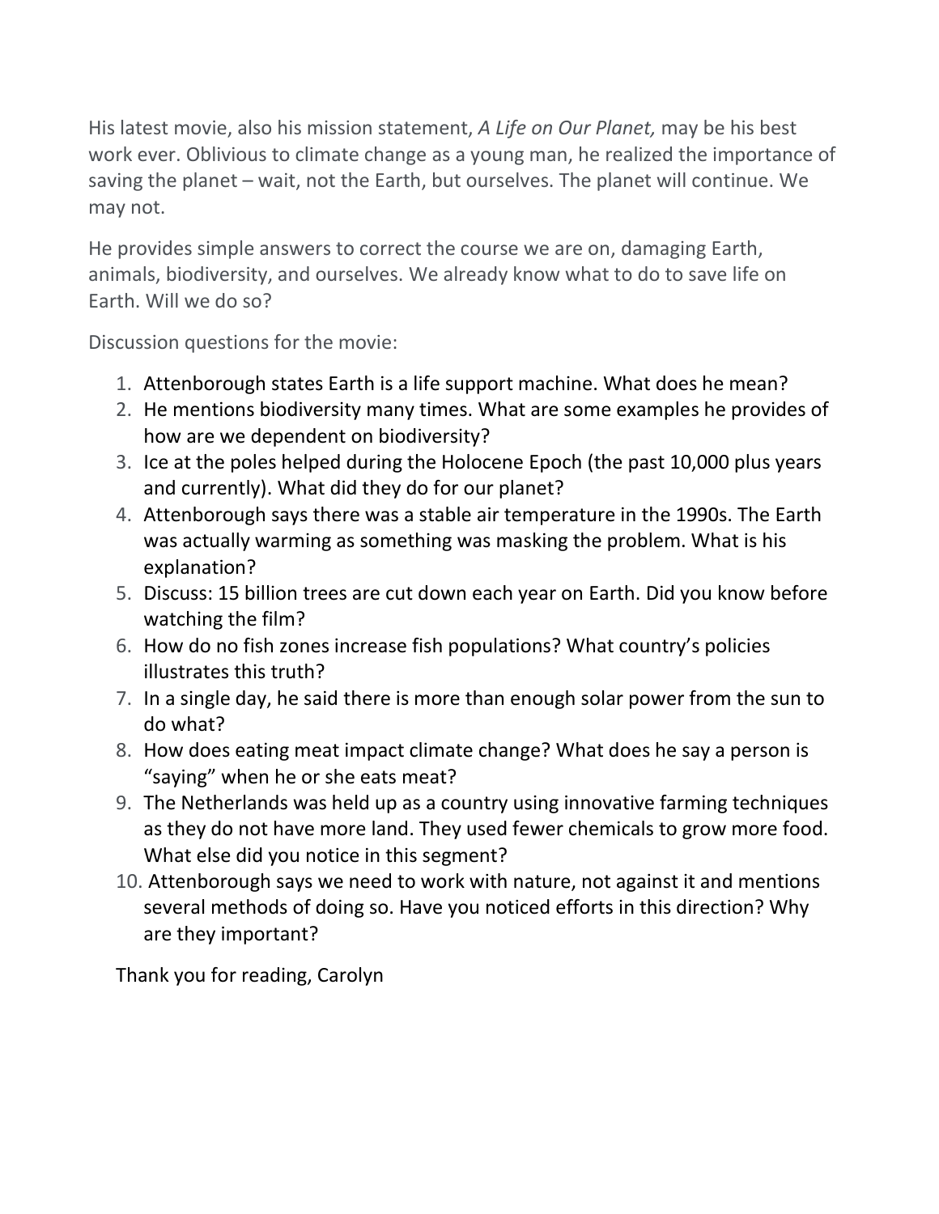His latest movie, also his mission statement, *A Life on Our Planet,* may be his best work ever. Oblivious to climate change as a young man, he realized the importance of saving the planet – wait, not the Earth, but ourselves. The planet will continue. We may not.

He provides simple answers to correct the course we are on, damaging Earth, animals, biodiversity, and ourselves. We already know what to do to save life on Earth. Will we do so?

Discussion questions for the movie:

1. Attenborough states Earth is a life support machine. What does he mean?
2. He mentions biodiversity many times. What are some examples he provides of how are we dependent on biodiversity?
3. Ice at the poles helped during the Holocene Epoch (the past 10,000 plus years and currently). What did they do for our planet?
4. Attenborough says there was a stable air temperature in the 1990s. The Earth was actually warming as something was masking the problem. What is his explanation?
5. Discuss: 15 billion trees are cut down each year on Earth. Did you know before watching the film?
6. How do no fish zones increase fish populations? What country's policies illustrates this truth?
7. In a single day, he said there is more than enough solar power from the sun to do what?
8. How does eating meat impact climate change? What does he say a person is "saying" when he or she eats meat?
9. The Netherlands was held up as a country using innovative farming techniques as they do not have more land. They used fewer chemicals to grow more food. What else did you notice in this segment?
10. Attenborough says we need to work with nature, not against it and mentions several methods of doing so. Have you noticed efforts in this direction? Why are they important?

Thank you for reading, Carolyn